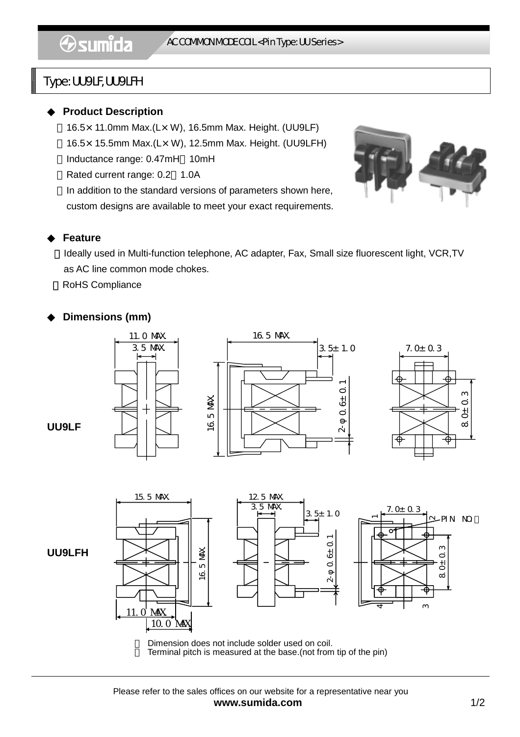AC COMMON MODE COIL <Pin Type: UU Series>

# Type: UU9LF, UU9LFH

## ◆ Product Description

- 16.5×11.0mm Max.(L×W), 16.5mm Max. Height. (UU9LF)
- 16.5×15.5mm Max.(L×W), 12.5mm Max. Height. (UU9LFH)
- Inductance range: 0.47mH～10mH
- Rated current range: 0.2～1.0A
- In addition to the standard versions of parameters shown here, custom designs are available to meet your exact requirements.

## ◆ Feature

- Ideally used in Multi-function telephone, AC adapter, Fax, Small size fluorescent light, VCR,TV as AC line common mode chokes.
- RoHS Compliance

## ◆ Dimensions (mm)

**UU9LF**

11.0 MAX.
3.5 MAX.
16.5 MAX.
3.5±1.0
16.5 MAX.
2-φ0.6±0.1
7.0±0.3
8.0±0.3

**UU9LFH**

15.5 MAX.
16.5 MAX.
11.0 MAX.
10.0 MAX.
12.5 MAX.
3.5 MAX.
3.5±1.0
2-φ0.6±0.1
7.0±0.3
8.0±0.3
PIN NO.
1
2
3
4

- Dimension does not include solder used on coil.
- Terminal pitch is measured at the base.(not from tip of the pin)

Please refer to the sales offices on our website for a representative near you
**www.sumida.com**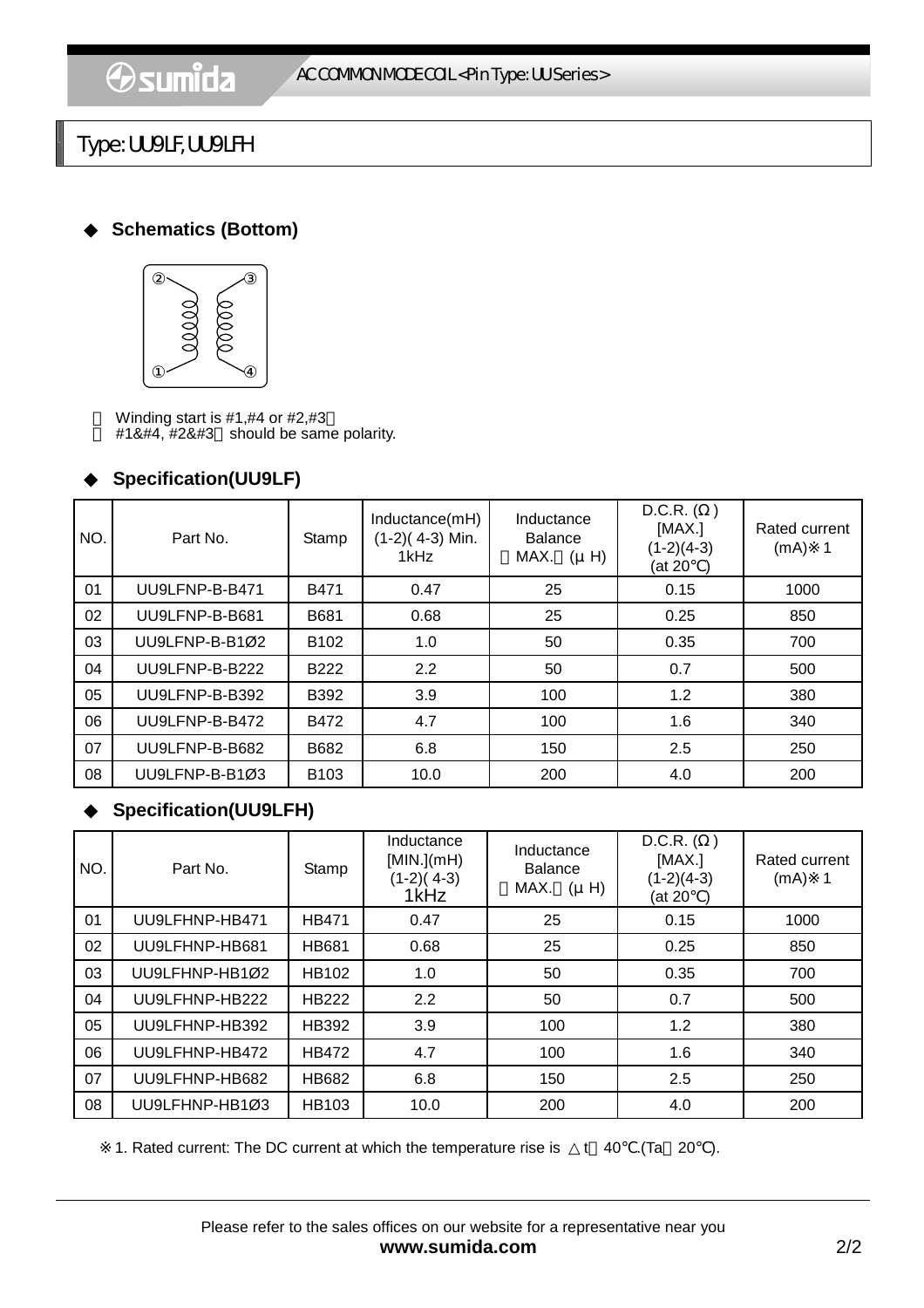## Type: UU9LF, UU9LFH

### ◆ Schematics (Bottom)

②　③

①　④

（ Winding start is #1,#4 or #2,#3）
（ #1&#4, #2&#3 should be same polarity.

### ◆ Specification(UU9LF)

| NO. | Part No. | Stamp | Inductance(mH) (1-2)( 4-3) Min. 1kHz | Inductance Balance （MAX.）(μH) | D.C.R. (Ω) [MAX.] (1-2)(4-3) (at 20℃) | Rated current (mA)※1 |
|---|---|---|---|---|---|---|
| 01 | UU9LFNP-B-B471 | B471 | 0.47 | 25 | 0.15 | 1000 |
| 02 | UU9LFNP-B-B681 | B681 | 0.68 | 25 | 0.25 | 850 |
| 03 | UU9LFNP-B-B1Ø2 | B102 | 1.0 | 50 | 0.35 | 700 |
| 04 | UU9LFNP-B-B222 | B222 | 2.2 | 50 | 0.7 | 500 |
| 05 | UU9LFNP-B-B392 | B392 | 3.9 | 100 | 1.2 | 380 |
| 06 | UU9LFNP-B-B472 | B472 | 4.7 | 100 | 1.6 | 340 |
| 07 | UU9LFNP-B-B682 | B682 | 6.8 | 150 | 2.5 | 250 |
| 08 | UU9LFNP-B-B1Ø3 | B103 | 10.0 | 200 | 4.0 | 200 |

### ◆ Specification(UU9LFH)

| NO. | Part No. | Stamp | Inductance [MIN.](mH) (1-2)( 4-3) 1kHz | Inductance Balance （MAX.）(μH) | D.C.R. (Ω) [MAX.] (1-2)(4-3) (at 20℃) | Rated current (mA)※1 |
|---|---|---|---|---|---|---|
| 01 | UU9LFHNP-HB471 | HB471 | 0.47 | 25 | 0.15 | 1000 |
| 02 | UU9LFHNP-HB681 | HB681 | 0.68 | 25 | 0.25 | 850 |
| 03 | UU9LFHNP-HB1Ø2 | HB102 | 1.0 | 50 | 0.35 | 700 |
| 04 | UU9LFHNP-HB222 | HB222 | 2.2 | 50 | 0.7 | 500 |
| 05 | UU9LFHNP-HB392 | HB392 | 3.9 | 100 | 1.2 | 380 |
| 06 | UU9LFHNP-HB472 | HB472 | 4.7 | 100 | 1.6 | 340 |
| 07 | UU9LFHNP-HB682 | HB682 | 6.8 | 150 | 2.5 | 250 |
| 08 | UU9LFHNP-HB1Ø3 | HB103 | 10.0 | 200 | 4.0 | 200 |

※1. Rated current: The DC current at which the temperature rise is △t＝40℃.(Ta＝20℃).

Please refer to the sales offices on our website for a representative near you
**www.sumida.com**